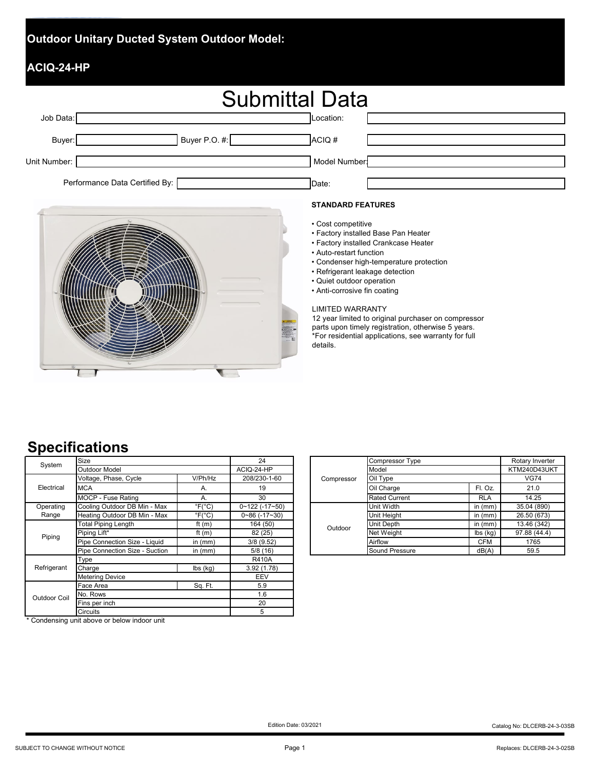# Outdoor Unitary Ducted System Outdoor Model:

## ACIQ-24-HP

# Submittal Data

Job Data: | Location:

Buyer: | Buyer P.O. #: | ACIQ #

Unit Number: | Model Number:

Performance Data Certified By: | Date:

**STANDARD FEATURES**

- Cost competitive
- Factory installed Base Pan Heater
- Factory installed Crankcase Heater
- Auto-restart function
- Condenser high-temperature protection
- Refrigerant leakage detection
- Quiet outdoor operation
- Anti-corrosive fin coating

LIMITED WARRANTY
12 year limited to original purchaser on compressor parts upon timely registration, otherwise 5 years.
*For residential applications, see warranty for full details.

## Specifications

| | | | |
|---|---|---|---|
| System | Size | | 24 |
| | Outdoor Model | | ACIQ-24-HP |
| Electrical | Voltage, Phase, Cycle | V/Ph/Hz | 208/230-1-60 |
| | MCA | A. | 19 |
| | MOCP - Fuse Rating | A. | 30 |
| Operating Range | Cooling Outdoor DB Min - Max | °F(°C) | 0~122 (-17~50) |
| | Heating Outdoor DB Min - Max | °F(°C) | 0~86 (-17~30) |
| Piping | Total Piping Length | ft (m) | 164 (50) |
| | Piping Lift* | ft (m) | 82 (25) |
| | Pipe Connection Size - Liquid | in (mm) | 3/8 (9.52) |
| | Pipe Connection Size - Suction | in (mm) | 5/8 (16) |
| Refrigerant | Type | | R410A |
| | Charge | lbs (kg) | 3.92 (1.78) |
| | Metering Device | | EEV |
| Outdoor Coil | Face Area | Sq. Ft. | 5.9 |
| | No. Rows | | 1.6 |
| | Fins per inch | | 20 |
| | Circuits | | 5 |

\* Condensing unit above or below indoor unit

| | | | |
|---|---|---|---|
| Compressor | Compressor Type | | Rotary Inverter |
| | Model | | KTM240D43UKT |
| | Oil Type | | VG74 |
| | Oil Charge | Fl. Oz. | 21.0 |
| | Rated Current | RLA | 14.25 |
| Outdoor | Unit Width | in (mm) | 35.04 (890) |
| | Unit Height | in (mm) | 26.50 (673) |
| | Unit Depth | in (mm) | 13.46 (342) |
| | Net Weight | lbs (kg) | 97.88 (44.4) |
| | Airflow | CFM | 1765 |
| | Sound Pressure | dB(A) | 59.5 |

Edition Date: 03/2021

Catalog No: DLCERB-24-3-03SB

SUBJECT TO CHANGE WITHOUT NOTICE

Replaces: DLCERB-24-3-02SB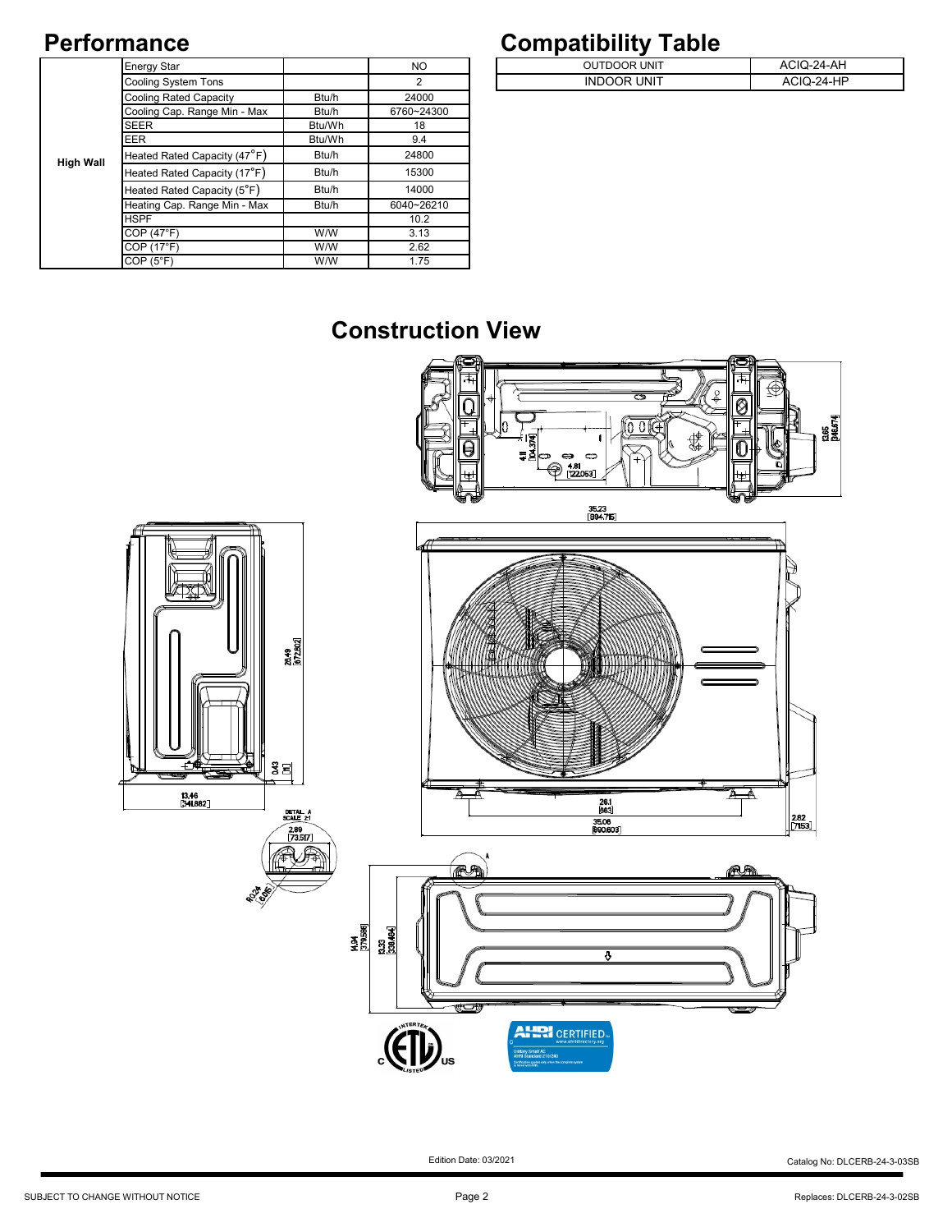## Performance

| | | | |
|---|---|---|---|
| High Wall | Energy Star | | NO |
| | Cooling System Tons | | 2 |
| | Cooling Rated Capacity | Btu/h | 24000 |
| | Cooling Cap. Range Min - Max | Btu/h | 6760~24300 |
| | SEER | Btu/Wh | 18 |
| | EER | Btu/Wh | 9.4 |
| | Heated Rated Capacity (47°F) | Btu/h | 24800 |
| | Heated Rated Capacity (17°F) | Btu/h | 15300 |
| | Heated Rated Capacity (5°F) | Btu/h | 14000 |
| | Heating Cap. Range Min - Max | Btu/h | 6040~26210 |
| | HSPF | | 10.2 |
| | COP (47°F) | W/W | 3.13 |
| | COP (17°F) | W/W | 2.62 |
| | COP (5°F) | W/W | 1.75 |

## Compatibility Table

| | |
|---|---|
| OUTDOOR UNIT | ACIQ-24-AH |
| INDOOR UNIT | ACIQ-24-HP |

## Construction View

4.11 [104.374]
4.81 [122.053]
13.65 [346.674]
35.23 [894.715]
26.49 [672.802]
0.43 [11]
13.46 [341.882]
DETAIL A SCALE 2:1
2.89 [73.517]
R0.24 [6.015]
26.1 [663]
35.06 [890.603]
2.82 [71.53]
A
14.94 [379.598]
13.33 [338.464]

Edition Date: 03/2021

Catalog No: DLCERB-24-3-03SB

SUBJECT TO CHANGE WITHOUT NOTICE

Replaces: DLCERB-24-3-02SB